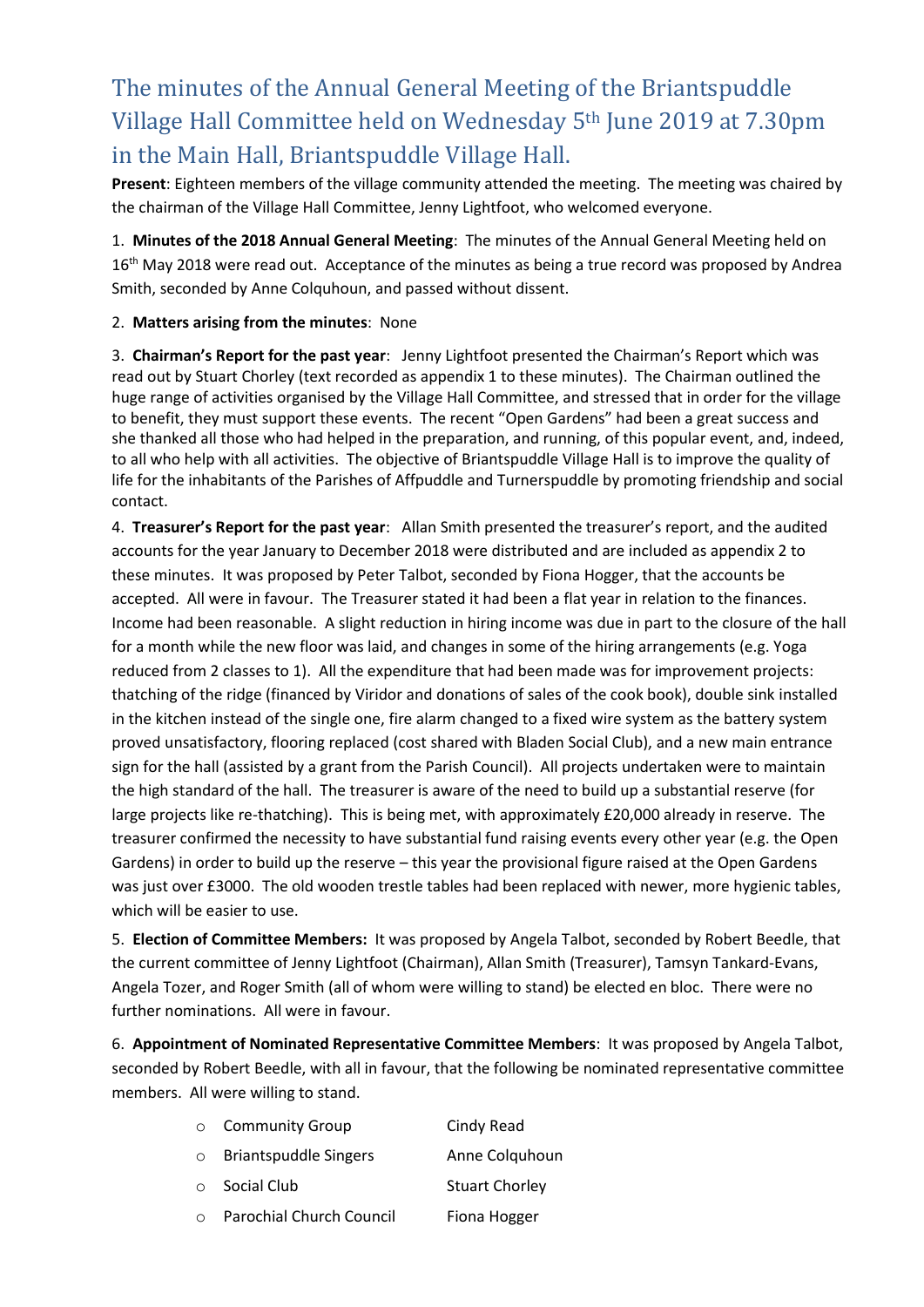# The minutes of the Annual General Meeting of the Briantspuddle Village Hall Committee held on Wednesday 5th June 2019 at 7.30pm in the Main Hall, Briantspuddle Village Hall.

**Present**: Eighteen members of the village community attended the meeting. The meeting was chaired by the chairman of the Village Hall Committee, Jenny Lightfoot, who welcomed everyone.

1. **Minutes of the 2018 Annual General Meeting**: The minutes of the Annual General Meeting held on 16th May 2018 were read out. Acceptance of the minutes as being a true record was proposed by Andrea Smith, seconded by Anne Colquhoun, and passed without dissent.

2. **Matters arising from the minutes**: None

3. **Chairman's Report for the past year**: Jenny Lightfoot presented the Chairman's Report which was read out by Stuart Chorley (text recorded as appendix 1 to these minutes). The Chairman outlined the huge range of activities organised by the Village Hall Committee, and stressed that in order for the village to benefit, they must support these events. The recent "Open Gardens" had been a great success and she thanked all those who had helped in the preparation, and running, of this popular event, and, indeed, to all who help with all activities. The objective of Briantspuddle Village Hall is to improve the quality of life for the inhabitants of the Parishes of Affpuddle and Turnerspuddle by promoting friendship and social contact.

4. **Treasurer's Report for the past year**: Allan Smith presented the treasurer's report, and the audited accounts for the year January to December 2018 were distributed and are included as appendix 2 to these minutes. It was proposed by Peter Talbot, seconded by Fiona Hogger, that the accounts be accepted. All were in favour. The Treasurer stated it had been a flat year in relation to the finances. Income had been reasonable. A slight reduction in hiring income was due in part to the closure of the hall for a month while the new floor was laid, and changes in some of the hiring arrangements (e.g. Yoga reduced from 2 classes to 1). All the expenditure that had been made was for improvement projects: thatching of the ridge (financed by Viridor and donations of sales of the cook book), double sink installed in the kitchen instead of the single one, fire alarm changed to a fixed wire system as the battery system proved unsatisfactory, flooring replaced (cost shared with Bladen Social Club), and a new main entrance sign for the hall (assisted by a grant from the Parish Council). All projects undertaken were to maintain the high standard of the hall. The treasurer is aware of the need to build up a substantial reserve (for large projects like re-thatching). This is being met, with approximately £20,000 already in reserve. The treasurer confirmed the necessity to have substantial fund raising events every other year (e.g. the Open Gardens) in order to build up the reserve – this year the provisional figure raised at the Open Gardens was just over £3000. The old wooden trestle tables had been replaced with newer, more hygienic tables, which will be easier to use.

5. **Election of Committee Members:** It was proposed by Angela Talbot, seconded by Robert Beedle, that the current committee of Jenny Lightfoot (Chairman), Allan Smith (Treasurer), Tamsyn Tankard-Evans, Angela Tozer, and Roger Smith (all of whom were willing to stand) be elected en bloc. There were no further nominations. All were in favour.

6. **Appointment of Nominated Representative Committee Members**: It was proposed by Angela Talbot, seconded by Robert Beedle, with all in favour, that the following be nominated representative committee members. All were willing to stand.

- Community Group — Cindy Read
- Briantspuddle Singers — Anne Colquhoun
- Social Club — Stuart Chorley
- Parochial Church Council — Fiona Hogger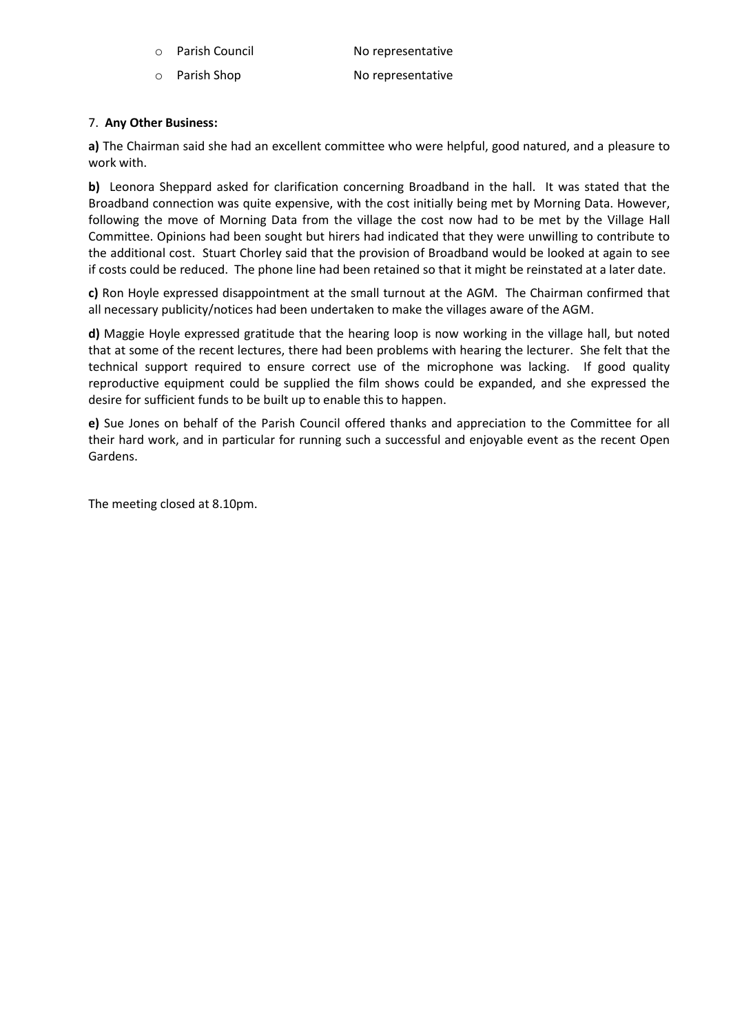- Parish Council — No representative
- Parish Shop — No representative

7. **Any Other Business:**

**a)** The Chairman said she had an excellent committee who were helpful, good natured, and a pleasure to work with.

**b)** Leonora Sheppard asked for clarification concerning Broadband in the hall. It was stated that the Broadband connection was quite expensive, with the cost initially being met by Morning Data. However, following the move of Morning Data from the village the cost now had to be met by the Village Hall Committee. Opinions had been sought but hirers had indicated that they were unwilling to contribute to the additional cost. Stuart Chorley said that the provision of Broadband would be looked at again to see if costs could be reduced. The phone line had been retained so that it might be reinstated at a later date.

**c)** Ron Hoyle expressed disappointment at the small turnout at the AGM. The Chairman confirmed that all necessary publicity/notices had been undertaken to make the villages aware of the AGM.

**d)** Maggie Hoyle expressed gratitude that the hearing loop is now working in the village hall, but noted that at some of the recent lectures, there had been problems with hearing the lecturer. She felt that the technical support required to ensure correct use of the microphone was lacking. If good quality reproductive equipment could be supplied the film shows could be expanded, and she expressed the desire for sufficient funds to be built up to enable this to happen.

**e)** Sue Jones on behalf of the Parish Council offered thanks and appreciation to the Committee for all their hard work, and in particular for running such a successful and enjoyable event as the recent Open Gardens.

The meeting closed at 8.10pm.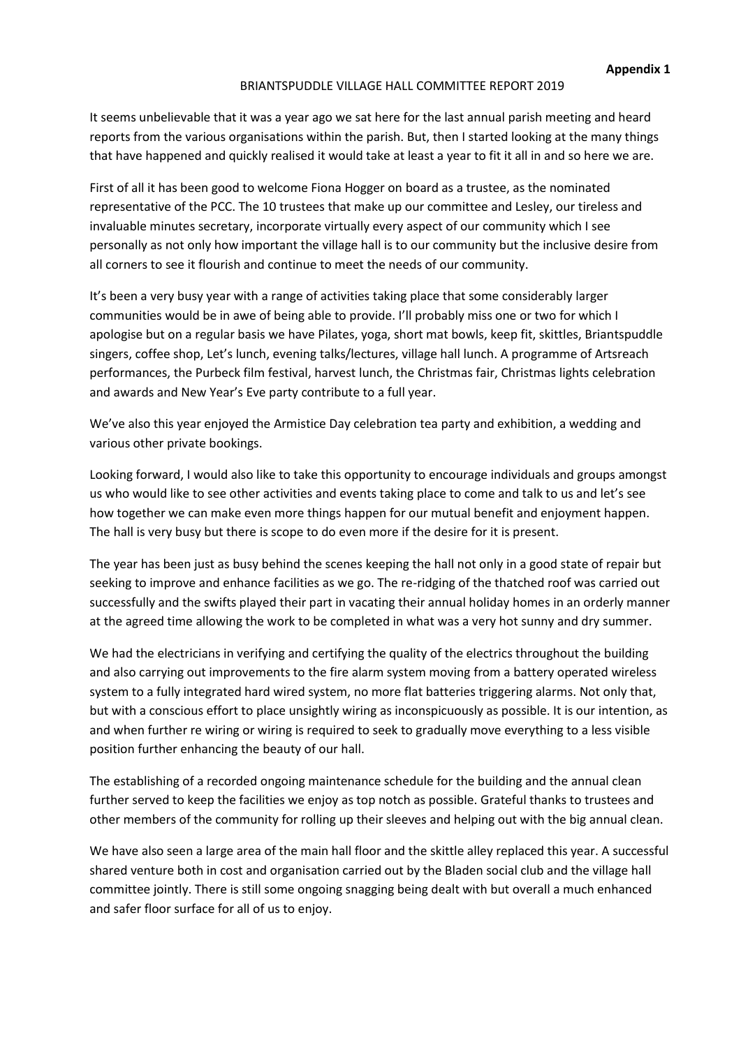**Appendix 1**

BRIANTSPUDDLE VILLAGE HALL COMMITTEE REPORT 2019

It seems unbelievable that it was a year ago we sat here for the last annual parish meeting and heard reports from the various organisations within the parish. But, then I started looking at the many things that have happened and quickly realised it would take at least a year to fit it all in and so here we are.

First of all it has been good to welcome Fiona Hogger on board as a trustee, as the nominated representative of the PCC. The 10 trustees that make up our committee and Lesley, our tireless and invaluable minutes secretary, incorporate virtually every aspect of our community which I see personally as not only how important the village hall is to our community but the inclusive desire from all corners to see it flourish and continue to meet the needs of our community.

It's been a very busy year with a range of activities taking place that some considerably larger communities would be in awe of being able to provide. I'll probably miss one or two for which I apologise but on a regular basis we have Pilates, yoga, short mat bowls, keep fit, skittles, Briantspuddle singers, coffee shop, Let's lunch, evening talks/lectures, village hall lunch. A programme of Artsreach performances, the Purbeck film festival, harvest lunch, the Christmas fair, Christmas lights celebration and awards and New Year's Eve party contribute to a full year.

We've also this year enjoyed the Armistice Day celebration tea party and exhibition, a wedding and various other private bookings.

Looking forward, I would also like to take this opportunity to encourage individuals and groups amongst us who would like to see other activities and events taking place to come and talk to us and let's see how together we can make even more things happen for our mutual benefit and enjoyment happen. The hall is very busy but there is scope to do even more if the desire for it is present.

The year has been just as busy behind the scenes keeping the hall not only in a good state of repair but seeking to improve and enhance facilities as we go. The re-ridging of the thatched roof was carried out successfully and the swifts played their part in vacating their annual holiday homes in an orderly manner at the agreed time allowing the work to be completed in what was a very hot sunny and dry summer.

We had the electricians in verifying and certifying the quality of the electrics throughout the building and also carrying out improvements to the fire alarm system moving from a battery operated wireless system to a fully integrated hard wired system, no more flat batteries triggering alarms. Not only that, but with a conscious effort to place unsightly wiring as inconspicuously as possible. It is our intention, as and when further re wiring or wiring is required to seek to gradually move everything to a less visible position further enhancing the beauty of our hall.

The establishing of a recorded ongoing maintenance schedule for the building and the annual clean further served to keep the facilities we enjoy as top notch as possible. Grateful thanks to trustees and other members of the community for rolling up their sleeves and helping out with the big annual clean.

We have also seen a large area of the main hall floor and the skittle alley replaced this year. A successful shared venture both in cost and organisation carried out by the Bladen social club and the village hall committee jointly. There is still some ongoing snagging being dealt with but overall a much enhanced and safer floor surface for all of us to enjoy.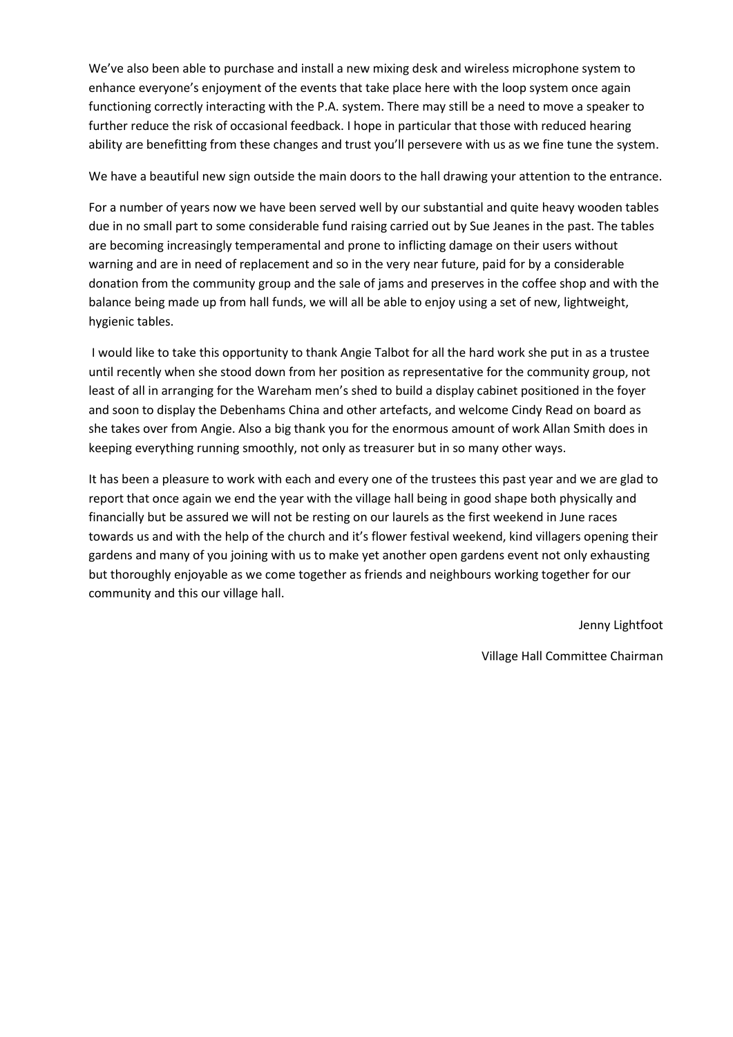We've also been able to purchase and install a new mixing desk and wireless microphone system to enhance everyone's enjoyment of the events that take place here with the loop system once again functioning correctly interacting with the P.A. system. There may still be a need to move a speaker to further reduce the risk of occasional feedback. I hope in particular that those with reduced hearing ability are benefitting from these changes and trust you'll persevere with us as we fine tune the system.

We have a beautiful new sign outside the main doors to the hall drawing your attention to the entrance.

For a number of years now we have been served well by our substantial and quite heavy wooden tables due in no small part to some considerable fund raising carried out by Sue Jeanes in the past. The tables are becoming increasingly temperamental and prone to inflicting damage on their users without warning and are in need of replacement and so in the very near future, paid for by a considerable donation from the community group and the sale of jams and preserves in the coffee shop and with the balance being made up from hall funds, we will all be able to enjoy using a set of new, lightweight, hygienic tables.

I would like to take this opportunity to thank Angie Talbot for all the hard work she put in as a trustee until recently when she stood down from her position as representative for the community group, not least of all in arranging for the Wareham men's shed to build a display cabinet positioned in the foyer and soon to display the Debenhams China and other artefacts, and welcome Cindy Read on board as she takes over from Angie. Also a big thank you for the enormous amount of work Allan Smith does in keeping everything running smoothly, not only as treasurer but in so many other ways.

It has been a pleasure to work with each and every one of the trustees this past year and we are glad to report that once again we end the year with the village hall being in good shape both physically and financially but be assured we will not be resting on our laurels as the first weekend in June races towards us and with the help of the church and it's flower festival weekend, kind villagers opening their gardens and many of you joining with us to make yet another open gardens event not only exhausting but thoroughly enjoyable as we come together as friends and neighbours working together for our community and this our village hall.

Jenny Lightfoot

Village Hall Committee Chairman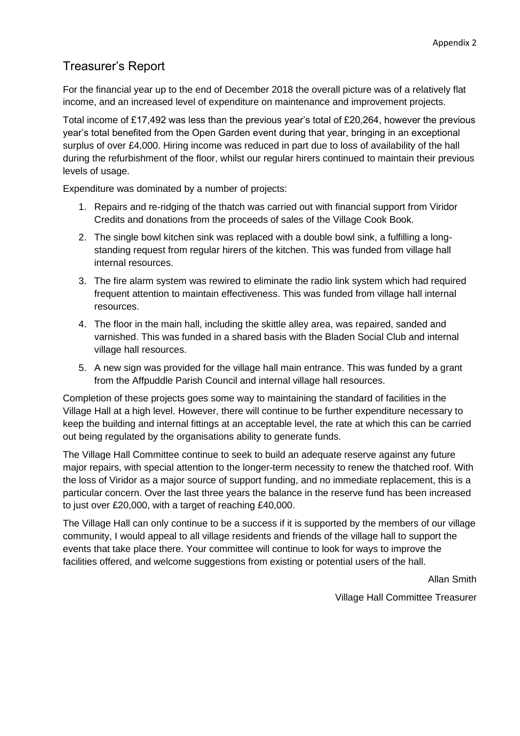Appendix 2

## Treasurer's Report

For the financial year up to the end of December 2018 the overall picture was of a relatively flat income, and an increased level of expenditure on maintenance and improvement projects.

Total income of £17,492 was less than the previous year's total of £20,264, however the previous year's total benefited from the Open Garden event during that year, bringing in an exceptional surplus of over £4,000. Hiring income was reduced in part due to loss of availability of the hall during the refurbishment of the floor, whilst our regular hirers continued to maintain their previous levels of usage.

Expenditure was dominated by a number of projects:

1. Repairs and re-ridging of the thatch was carried out with financial support from Viridor Credits and donations from the proceeds of sales of the Village Cook Book.
2. The single bowl kitchen sink was replaced with a double bowl sink, a fulfilling a long-standing request from regular hirers of the kitchen. This was funded from village hall internal resources.
3. The fire alarm system was rewired to eliminate the radio link system which had required frequent attention to maintain effectiveness. This was funded from village hall internal resources.
4. The floor in the main hall, including the skittle alley area, was repaired, sanded and varnished. This was funded in a shared basis with the Bladen Social Club and internal village hall resources.
5. A new sign was provided for the village hall main entrance. This was funded by a grant from the Affpuddle Parish Council and internal village hall resources.

Completion of these projects goes some way to maintaining the standard of facilities in the Village Hall at a high level. However, there will continue to be further expenditure necessary to keep the building and internal fittings at an acceptable level, the rate at which this can be carried out being regulated by the organisations ability to generate funds.

The Village Hall Committee continue to seek to build an adequate reserve against any future major repairs, with special attention to the longer-term necessity to renew the thatched roof. With the loss of Viridor as a major source of support funding, and no immediate replacement, this is a particular concern. Over the last three years the balance in the reserve fund has been increased to just over £20,000, with a target of reaching £40,000.

The Village Hall can only continue to be a success if it is supported by the members of our village community, I would appeal to all village residents and friends of the village hall to support the events that take place there. Your committee will continue to look for ways to improve the facilities offered, and welcome suggestions from existing or potential users of the hall.

Allan Smith

Village Hall Committee Treasurer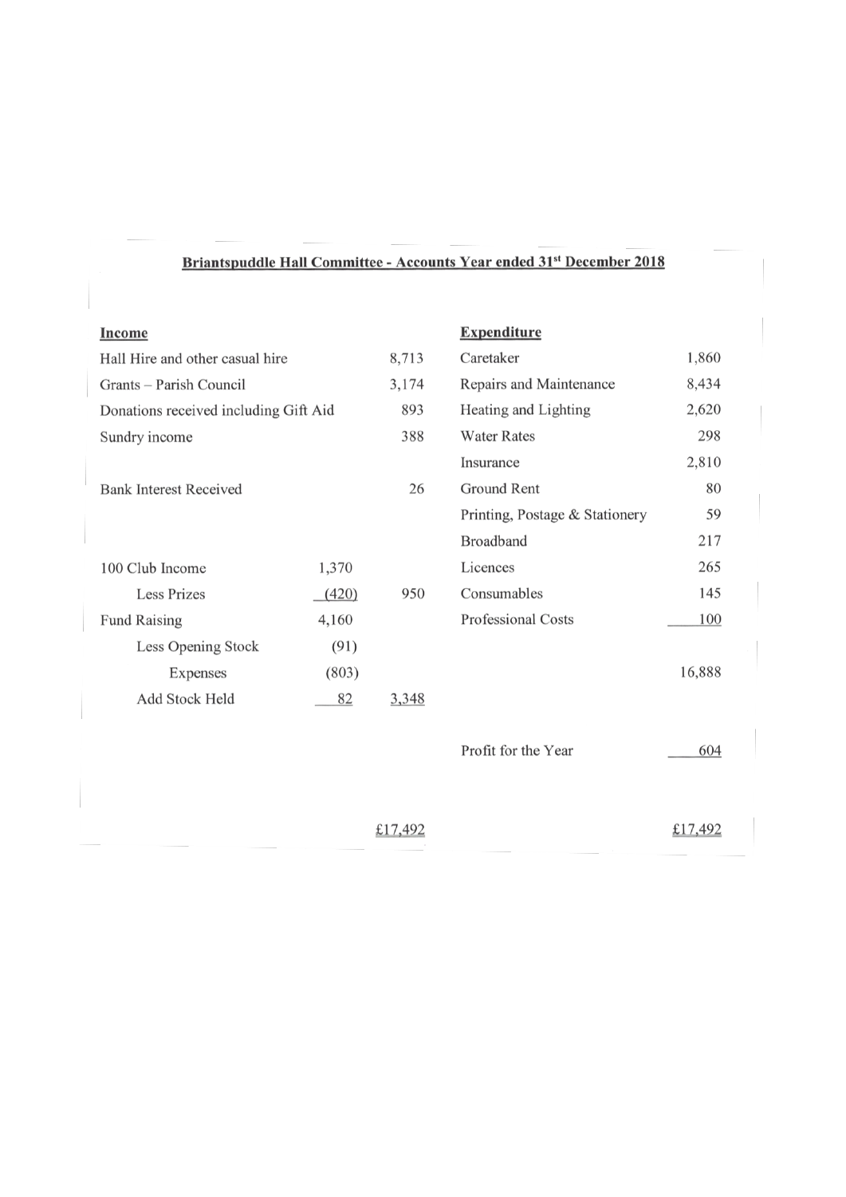## Briantspuddle Hall Committee - Accounts Year ended 31st December 2018

| Income | | | Expenditure | |
|---|---|---|---|---|
| Hall Hire and other casual hire | | 8,713 | Caretaker | 1,860 |
| Grants – Parish Council | | 3,174 | Repairs and Maintenance | 8,434 |
| Donations received including Gift Aid | | 893 | Heating and Lighting | 2,620 |
| Sundry income | | 388 | Water Rates | 298 |
| | | | Insurance | 2,810 |
| Bank Interest Received | | 26 | Ground Rent | 80 |
| | | | Printing, Postage & Stationery | 59 |
| | | | Broadband | 217 |
| 100 Club Income | 1,370 | | Licences | 265 |
| Less Prizes | (420) | 950 | Consumables | 145 |
| Fund Raising | 4,160 | | Professional Costs | 100 |
| Less Opening Stock | (91) | | | |
| Expenses | (803) | | | 16,888 |
| Add Stock Held | 82 | 3,348 | | |
| | | | Profit for the Year | 604 |
| | | £17,492 | | £17,492 |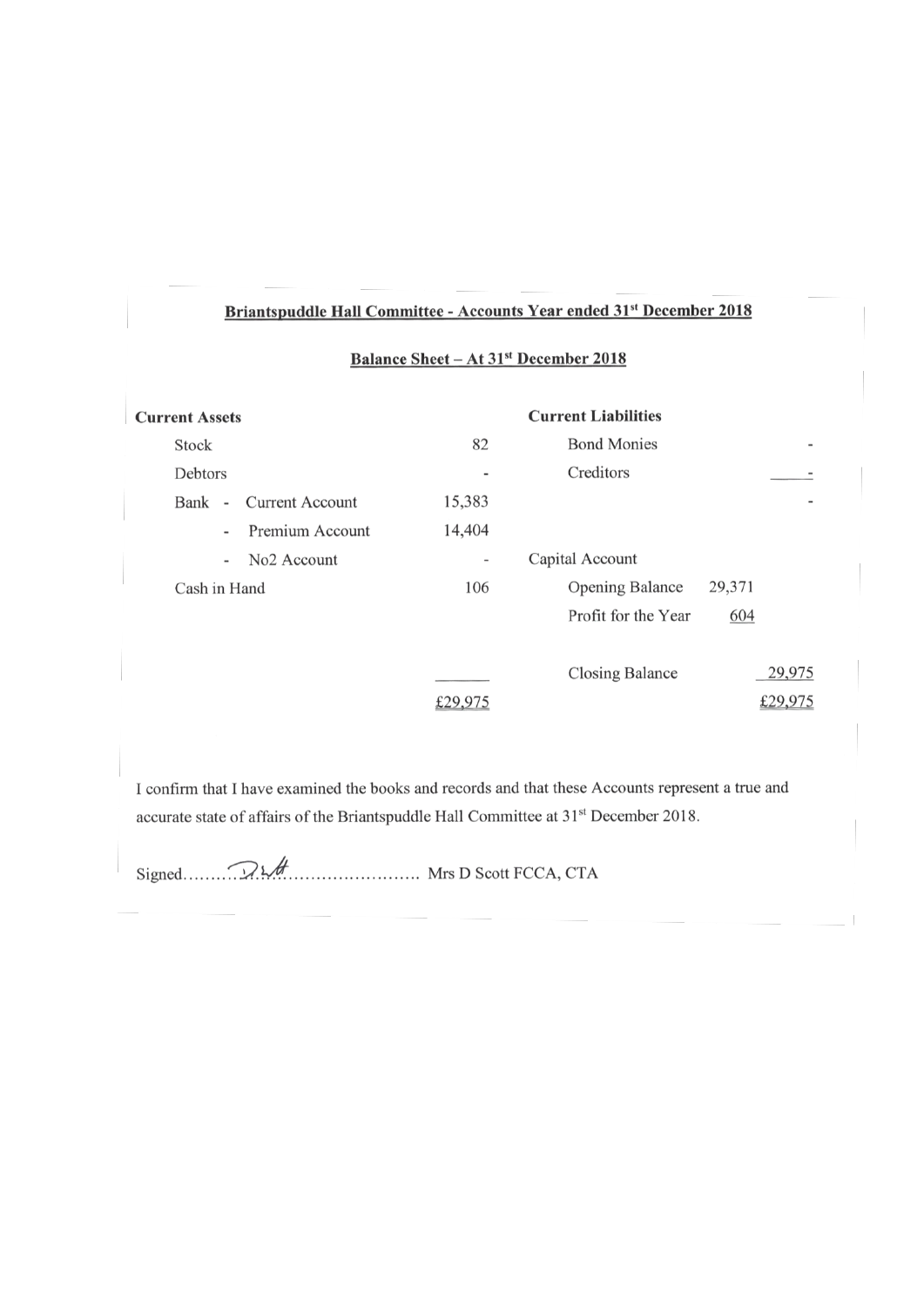**Briantspuddle Hall Committee - Accounts Year ended 31st December 2018**

**Balance Sheet – At 31st December 2018**

| | | | | | | |
|---|---|---|---|---|---|---|
| **Current Assets** | | | **Current Liabilities** | | | |
| Stock | | 82 | | Bond Monies | | - |
| Debtors | | - | | Creditors | | - |
| Bank - | Current Account | 15,383 | | | | - |
| - | Premium Account | 14,404 | | | | |
| - | No2 Account | - | **Capital Account** | | | |
| Cash in Hand | | 106 | | Opening Balance | 29,371 | |
| | | | | Profit for the Year | 604 | |
| | | | | Closing Balance | | 29,975 |
| | | £29,975 | | | | £29,975 |

I confirm that I have examined the books and records and that these Accounts represent a true and accurate state of affairs of the Briantspuddle Hall Committee at 31st December 2018.

Signed.................................... Mrs D Scott FCCA, CTA